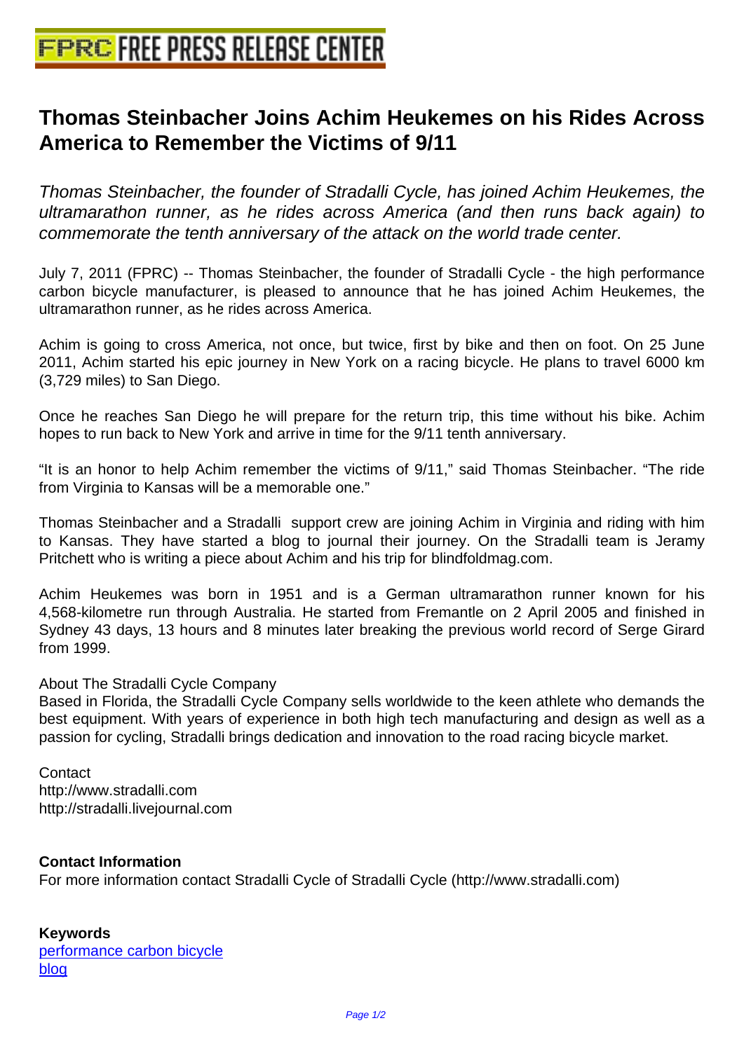# FPRC FREE PRESS RELEASE CENTER

## Thomas Steinbacher Joins Achim Heukemes on his Rides Across America to Remember the Victims of 9/11

*Thomas Steinbacher, the founder of Stradalli Cycle, has joined Achim Heukemes, the ultramarathon runner, as he rides across America (and then runs back again) to commemorate the tenth anniversary of the attack on the world trade center.*

July 7, 2011 (FPRC) -- Thomas Steinbacher, the founder of Stradalli Cycle - the high performance carbon bicycle manufacturer, is pleased to announce that he has joined Achim Heukemes, the ultramarathon runner, as he rides across America.

Achim is going to cross America, not once, but twice, first by bike and then on foot. On 25 June 2011, Achim started his epic journey in New York on a racing bicycle. He plans to travel 6000 km (3,729 miles) to San Diego.

Once he reaches San Diego he will prepare for the return trip, this time without his bike. Achim hopes to run back to New York and arrive in time for the 9/11 tenth anniversary.

"It is an honor to help Achim remember the victims of 9/11," said Thomas Steinbacher. "The ride from Virginia to Kansas will be a memorable one."

Thomas Steinbacher and a Stradalli support crew are joining Achim in Virginia and riding with him to Kansas. They have started a blog to journal their journey. On the Stradalli team is Jeramy Pritchett who is writing a piece about Achim and his trip for blindfoldmag.com.

Achim Heukemes was born in 1951 and is a German ultramarathon runner known for his 4,568-kilometre run through Australia. He started from Fremantle on 2 April 2005 and finished in Sydney 43 days, 13 hours and 8 minutes later breaking the previous world record of Serge Girard from 1999.

About The Stradalli Cycle Company
Based in Florida, the Stradalli Cycle Company sells worldwide to the keen athlete who demands the best equipment. With years of experience in both high tech manufacturing and design as well as a passion for cycling, Stradalli brings dedication and innovation to the road racing bicycle market.

Contact
http://www.stradalli.com
http://stradalli.livejournal.com

**Contact Information**
For more information contact Stradalli Cycle of Stradalli Cycle (http://www.stradalli.com)

**Keywords**
performance carbon bicycle
blog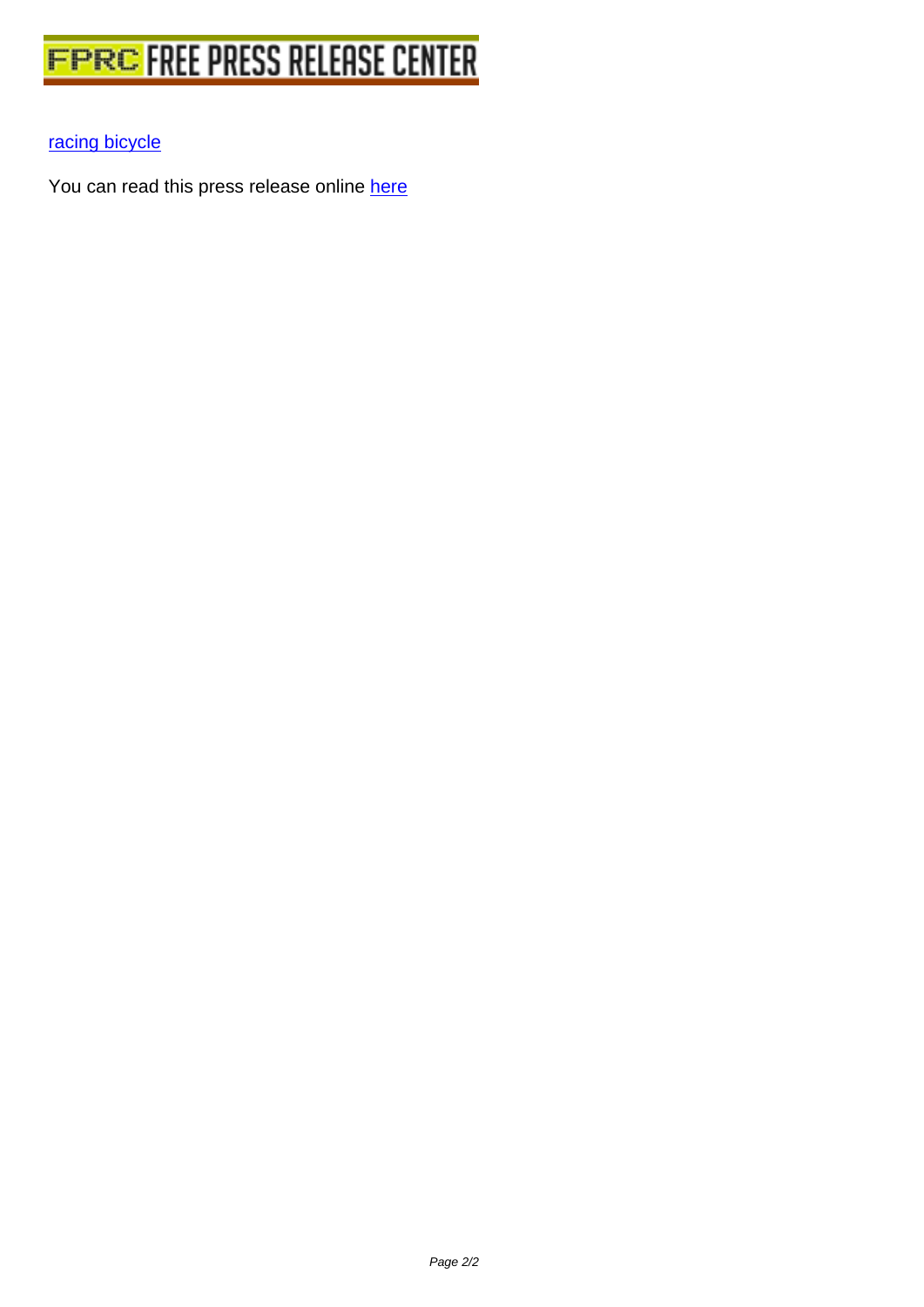racing bicycle

You can read this press release online here